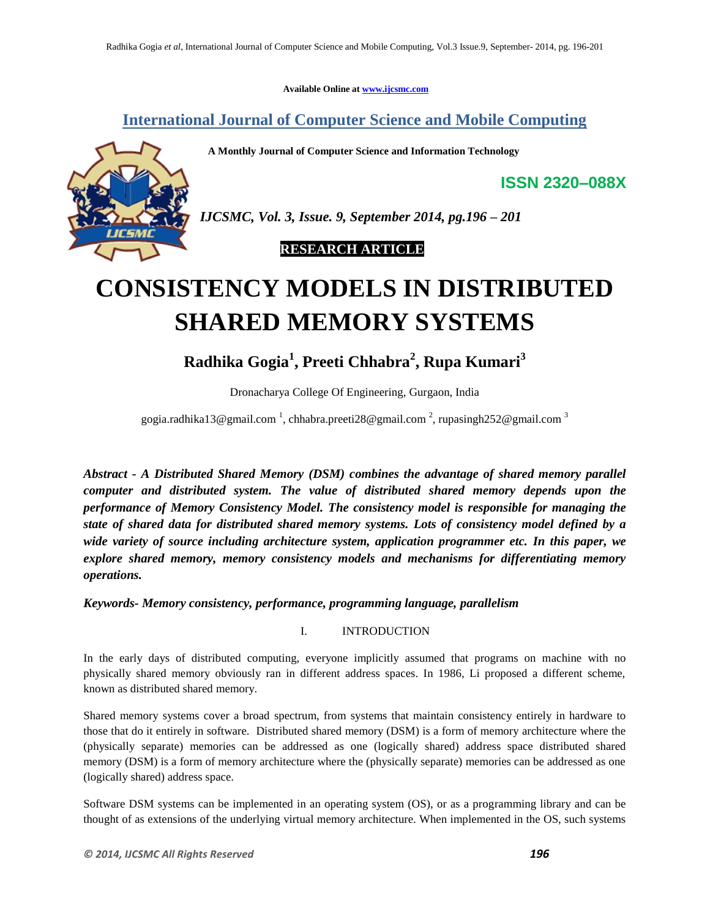Available Online at www.ijcsmc.com

# International Journal of Computer Science and Mobile Computing

**A Monthly Journal of Computer Science and Information Technology**

**ISSN 2320–088X**

*IJCSMC, Vol. 3, Issue. 9, September 2014, pg.196 – 201*

**RESEARCH ARTICLE**

# CONSISTENCY MODELS IN DISTRIBUTED SHARED MEMORY SYSTEMS

**Radhika Gogia[1], Preeti Chhabra[2], Rupa Kumari[3]**

Dronacharya College Of Engineering, Gurgaon, India

gogia.radhika13@gmail.com [1], chhabra.preeti28@gmail.com [2], rupasingh252@gmail.com [3]

***Abstract - A Distributed Shared Memory (DSM) combines the advantage of shared memory parallel computer and distributed system. The value of distributed shared memory depends upon the performance of Memory Consistency Model. The consistency model is responsible for managing the state of shared data for distributed shared memory systems. Lots of consistency model defined by a wide variety of source including architecture system, application programmer etc. In this paper, we explore shared memory, memory consistency models and mechanisms for differentiating memory operations.***

***Keywords- Memory consistency, performance, programming language, parallelism***

## I. INTRODUCTION

In the early days of distributed computing, everyone implicitly assumed that programs on machine with no physically shared memory obviously ran in different address spaces. In 1986, Li proposed a different scheme, known as distributed shared memory.

Shared memory systems cover a broad spectrum, from systems that maintain consistency entirely in hardware to those that do it entirely in software. Distributed shared memory (DSM) is a form of memory architecture where the (physically separate) memories can be addressed as one (logically shared) address space distributed shared memory (DSM) is a form of memory architecture where the (physically separate) memories can be addressed as one (logically shared) address space.

Software DSM systems can be implemented in an operating system (OS), or as a programming library and can be thought of as extensions of the underlying virtual memory architecture. When implemented in the OS, such systems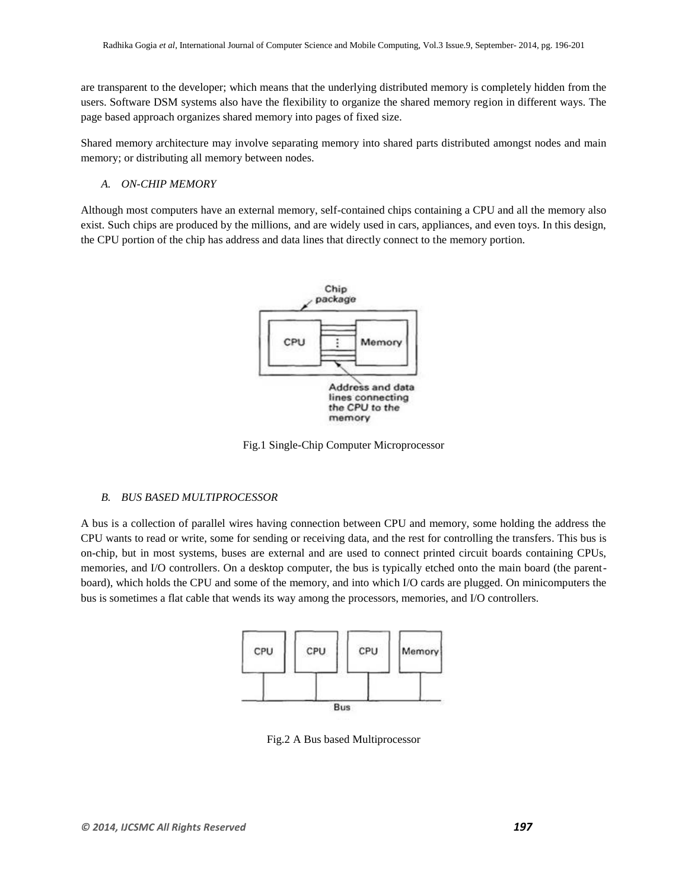are transparent to the developer; which means that the underlying distributed memory is completely hidden from the users. Software DSM systems also have the flexibility to organize the shared memory region in different ways. The page based approach organizes shared memory into pages of fixed size.

Shared memory architecture may involve separating memory into shared parts distributed amongst nodes and main memory; or distributing all memory between nodes.

### *A. ON-CHIP MEMORY*

Although most computers have an external memory, self-contained chips containing a CPU and all the memory also exist. Such chips are produced by the millions, and are widely used in cars, appliances, and even toys. In this design, the CPU portion of the chip has address and data lines that directly connect to the memory portion.

Fig.1 Single-Chip Computer Microprocessor

### *B. BUS BASED MULTIPROCESSOR*

A bus is a collection of parallel wires having connection between CPU and memory, some holding the address the CPU wants to read or write, some for sending or receiving data, and the rest for controlling the transfers. This bus is on-chip, but in most systems, buses are external and are used to connect printed circuit boards containing CPUs, memories, and I/O controllers. On a desktop computer, the bus is typically etched onto the main board (the parent-board), which holds the CPU and some of the memory, and into which I/O cards are plugged. On minicomputers the bus is sometimes a flat cable that wends its way among the processors, memories, and I/O controllers.

Fig.2 A Bus based Multiprocessor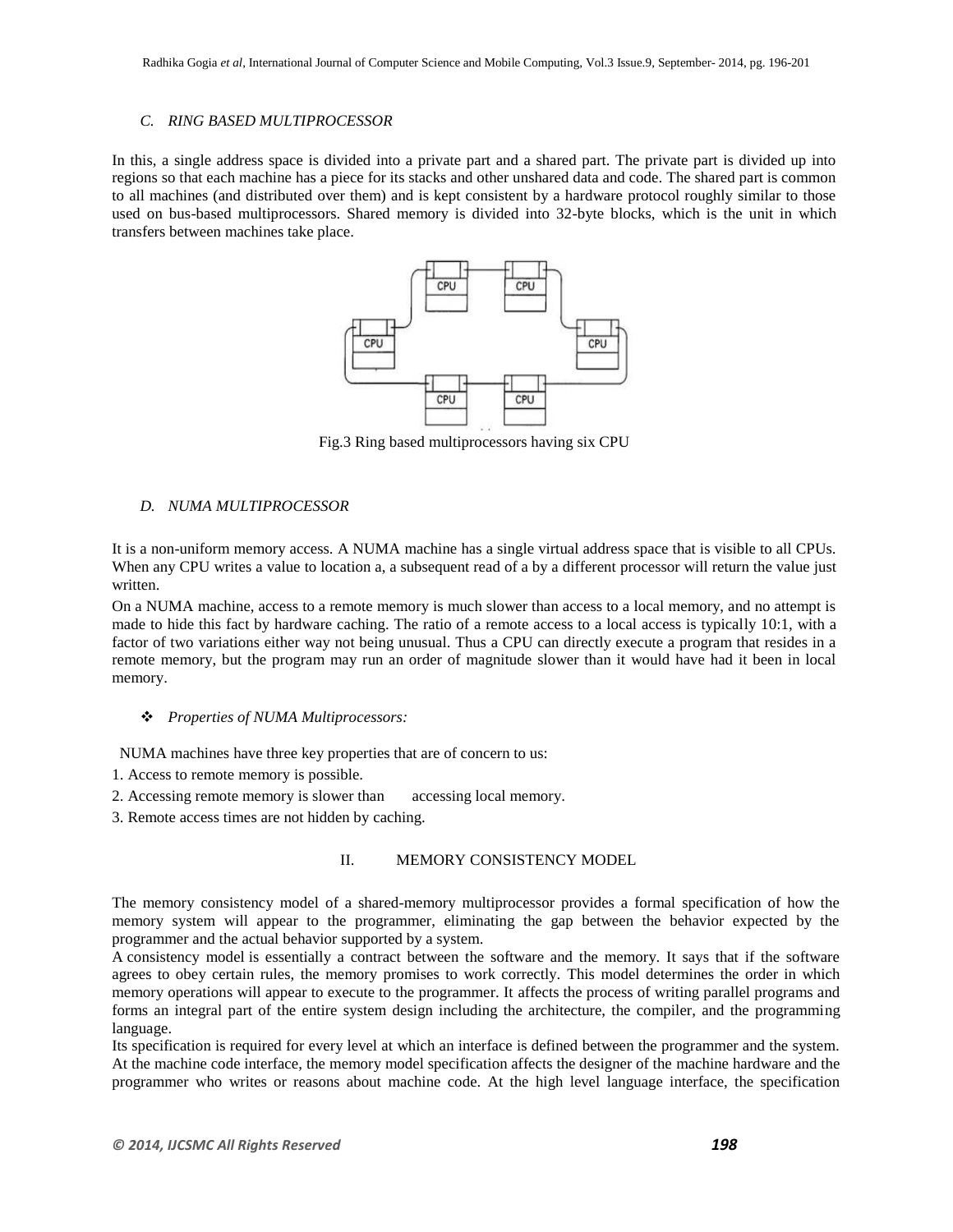### *C. RING BASED MULTIPROCESSOR*

In this, a single address space is divided into a private part and a shared part. The private part is divided up into regions so that each machine has a piece for its stacks and other unshared data and code. The shared part is common to all machines (and distributed over them) and is kept consistent by a hardware protocol roughly similar to those used on bus-based multiprocessors. Shared memory is divided into 32-byte blocks, which is the unit in which transfers between machines take place.

Fig.3 Ring based multiprocessors having six CPU

### *D. NUMA MULTIPROCESSOR*

It is a non-uniform memory access. A NUMA machine has a single virtual address space that is visible to all CPUs. When any CPU writes a value to location a, a subsequent read of a by a different processor will return the value just written.

On a NUMA machine, access to a remote memory is much slower than access to a local memory, and no attempt is made to hide this fact by hardware caching. The ratio of a remote access to a local access is typically 10:1, with a factor of two variations either way not being unusual. Thus a CPU can directly execute a program that resides in a remote memory, but the program may run an order of magnitude slower than it would have had it been in local memory.

- *Properties of NUMA Multiprocessors:*

NUMA machines have three key properties that are of concern to us:

1. Access to remote memory is possible.
2. Accessing remote memory is slower than accessing local memory.
3. Remote access times are not hidden by caching.

## II. MEMORY CONSISTENCY MODEL

The memory consistency model of a shared-memory multiprocessor provides a formal specification of how the memory system will appear to the programmer, eliminating the gap between the behavior expected by the programmer and the actual behavior supported by a system.

A consistency model is essentially a contract between the software and the memory. It says that if the software agrees to obey certain rules, the memory promises to work correctly. This model determines the order in which memory operations will appear to execute to the programmer. It affects the process of writing parallel programs and forms an integral part of the entire system design including the architecture, the compiler, and the programming language.

Its specification is required for every level at which an interface is defined between the programmer and the system. At the machine code interface, the memory model specification affects the designer of the machine hardware and the programmer who writes or reasons about machine code. At the high level language interface, the specification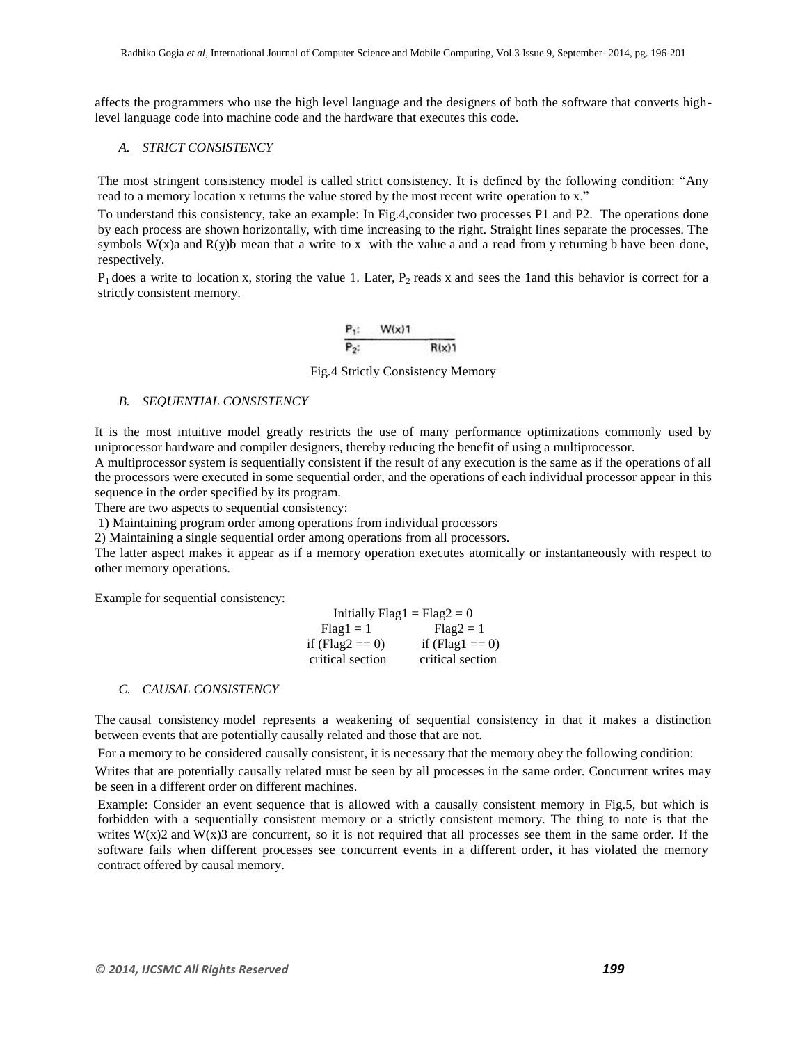affects the programmers who use the high level language and the designers of both the software that converts high-level language code into machine code and the hardware that executes this code.

### *A. STRICT CONSISTENCY*

The most stringent consistency model is called strict consistency. It is defined by the following condition: "Any read to a memory location x returns the value stored by the most recent write operation to x."

To understand this consistency, take an example: In Fig.4,consider two processes P1 and P2. The operations done by each process are shown horizontally, with time increasing to the right. Straight lines separate the processes. The symbols W(x)a and R(y)b mean that a write to x with the value a and a read from y returning b have been done, respectively.

$P_1$ does a write to location x, storing the value 1. Later, $P_2$ reads x and sees the 1and this behavior is correct for a strictly consistent memory.

```
P1:   W(x)1
-----------------
P2:          R(x)1
```

Fig.4 Strictly Consistency Memory

### *B. SEQUENTIAL CONSISTENCY*

It is the most intuitive model greatly restricts the use of many performance optimizations commonly used by uniprocessor hardware and compiler designers, thereby reducing the benefit of using a multiprocessor.

A multiprocessor system is sequentially consistent if the result of any execution is the same as if the operations of all the processors were executed in some sequential order, and the operations of each individual processor appear in this sequence in the order specified by its program.

There are two aspects to sequential consistency:

1) Maintaining program order among operations from individual processors
2) Maintaining a single sequential order among operations from all processors.

The latter aspect makes it appear as if a memory operation executes atomically or instantaneously with respect to other memory operations.

Example for sequential consistency:

```
      Initially Flag1 = Flag2 = 0
   Flag1 = 1            Flag2 = 1
if (Flag2 == 0)      if (Flag1 == 0)
critical section     critical section
```

### *C. CAUSAL CONSISTENCY*

The causal consistency model represents a weakening of sequential consistency in that it makes a distinction between events that are potentially causally related and those that are not.

For a memory to be considered causally consistent, it is necessary that the memory obey the following condition:

Writes that are potentially causally related must be seen by all processes in the same order. Concurrent writes may be seen in a different order on different machines.

Example: Consider an event sequence that is allowed with a causally consistent memory in Fig.5, but which is forbidden with a sequentially consistent memory or a strictly consistent memory. The thing to note is that the writes W(x)2 and W(x)3 are concurrent, so it is not required that all processes see them in the same order. If the software fails when different processes see concurrent events in a different order, it has violated the memory contract offered by causal memory.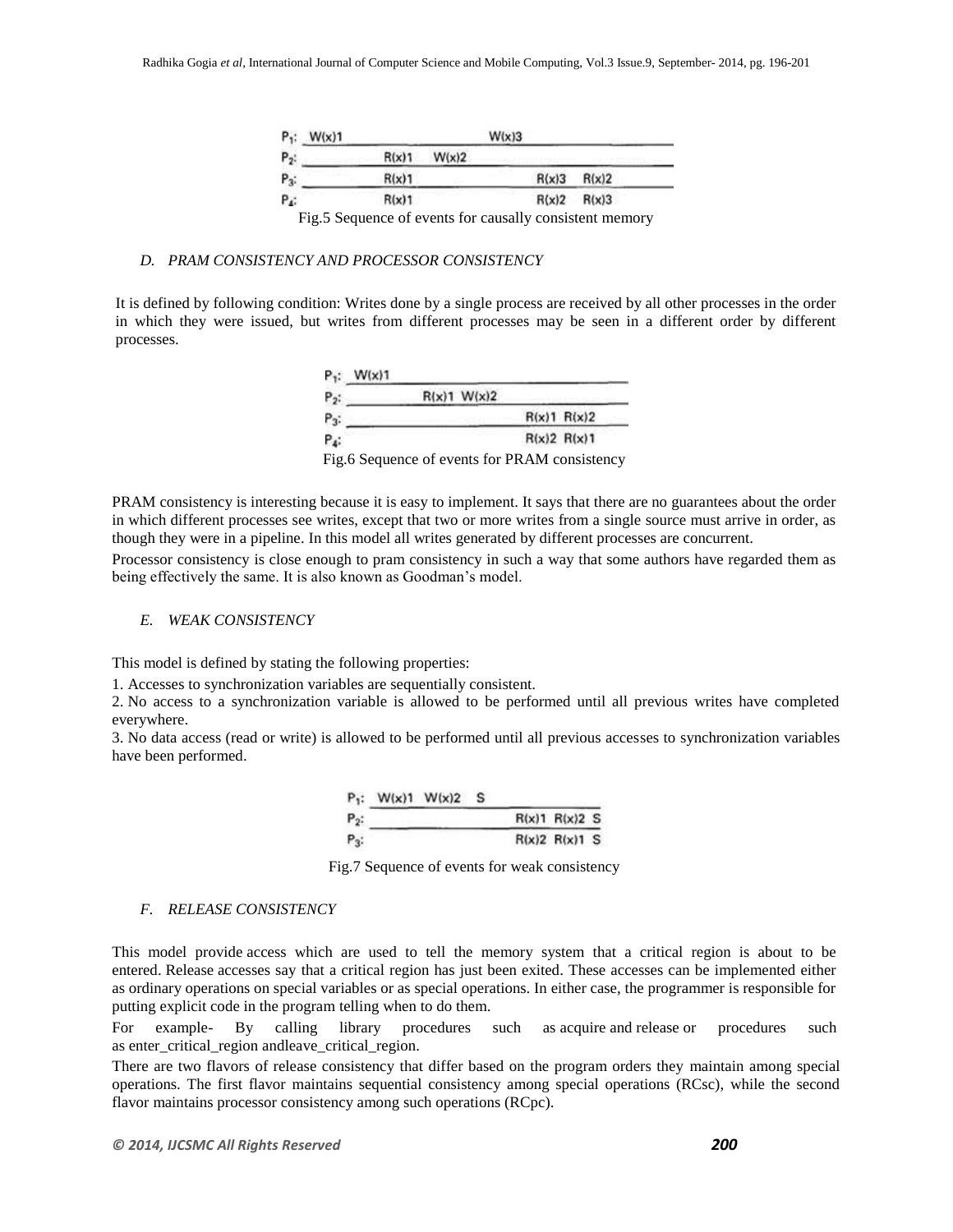| | | | | | |
|---|---|---|---|---|---|
| $P_1$: | W(x)1 | | W(x)3 | | |
| $P_2$: | | R(x)1 W(x)2 | | | |
| $P_3$: | | R(x)1 | | R(x)3 | R(x)2 |
| $P_4$: | | R(x)1 | | R(x)2 | R(x)3 |

Fig.5 Sequence of events for causally consistent memory

### *D. PRAM CONSISTENCY AND PROCESSOR CONSISTENCY*

It is defined by following condition: Writes done by a single process are received by all other processes in the order in which they were issued, but writes from different processes may be seen in a different order by different processes.

| | | | |
|---|---|---|---|
| $P_1$: | W(x)1 | | |
| $P_2$: | | R(x)1 W(x)2 | |
| $P_3$: | | | R(x)1 R(x)2 |
| $P_4$: | | | R(x)2 R(x)1 |

Fig.6 Sequence of events for PRAM consistency

PRAM consistency is interesting because it is easy to implement. It says that there are no guarantees about the order in which different processes see writes, except that two or more writes from a single source must arrive in order, as though they were in a pipeline. In this model all writes generated by different processes are concurrent.

Processor consistency is close enough to pram consistency in such a way that some authors have regarded them as being effectively the same. It is also known as Goodman's model.

### *E. WEAK CONSISTENCY*

This model is defined by stating the following properties:

1. Accesses to synchronization variables are sequentially consistent.
2. No access to a synchronization variable is allowed to be performed until all previous writes have completed everywhere.
3. No data access (read or write) is allowed to be performed until all previous accesses to synchronization variables have been performed.

| | | |
|---|---|---|
| $P_1$: | W(x)1 W(x)2 S | |
| $P_2$: | | R(x)1 R(x)2 S |
| $P_3$: | | R(x)2 R(x)1 S |

Fig.7 Sequence of events for weak consistency

### *F. RELEASE CONSISTENCY*

This model provide access which are used to tell the memory system that a critical region is about to be entered. Release accesses say that a critical region has just been exited. These accesses can be implemented either as ordinary operations on special variables or as special operations. In either case, the programmer is responsible for putting explicit code in the program telling when to do them.

For example- By calling library procedures such as acquire and release or procedures such as enter_critical_region andleave_critical_region.

There are two flavors of release consistency that differ based on the program orders they maintain among special operations. The first flavor maintains sequential consistency among special operations (RCsc), while the second flavor maintains processor consistency among such operations (RCpc).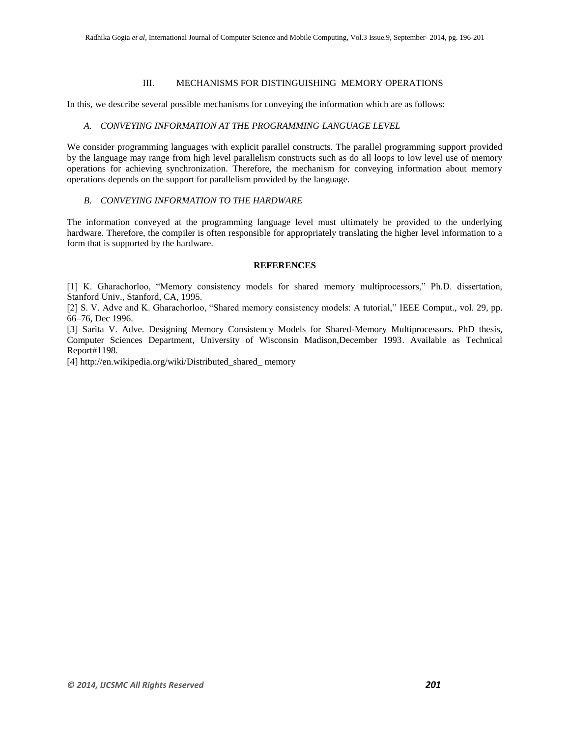## III. MECHANISMS FOR DISTINGUISHING MEMORY OPERATIONS

In this, we describe several possible mechanisms for conveying the information which are as follows:

### *A. CONVEYING INFORMATION AT THE PROGRAMMING LANGUAGE LEVEL*

We consider programming languages with explicit parallel constructs. The parallel programming support provided by the language may range from high level parallelism constructs such as do all loops to low level use of memory operations for achieving synchronization. Therefore, the mechanism for conveying information about memory operations depends on the support for parallelism provided by the language.

### *B. CONVEYING INFORMATION TO THE HARDWARE*

The information conveyed at the programming language level must ultimately be provided to the underlying hardware. Therefore, the compiler is often responsible for appropriately translating the higher level information to a form that is supported by the hardware.

## REFERENCES

[1] K. Gharachorloo, "Memory consistency models for shared memory multiprocessors," Ph.D. dissertation, Stanford Univ., Stanford, CA, 1995.

[2] S. V. Adve and K. Gharachorloo, "Shared memory consistency models: A tutorial," IEEE Comput., vol. 29, pp. 66–76, Dec 1996.

[3] Sarita V. Adve. Designing Memory Consistency Models for Shared-Memory Multiprocessors. PhD thesis, Computer Sciences Department, University of Wisconsin Madison,December 1993. Available as Technical Report#1198.

[4] http://en.wikipedia.org/wiki/Distributed_shared_ memory